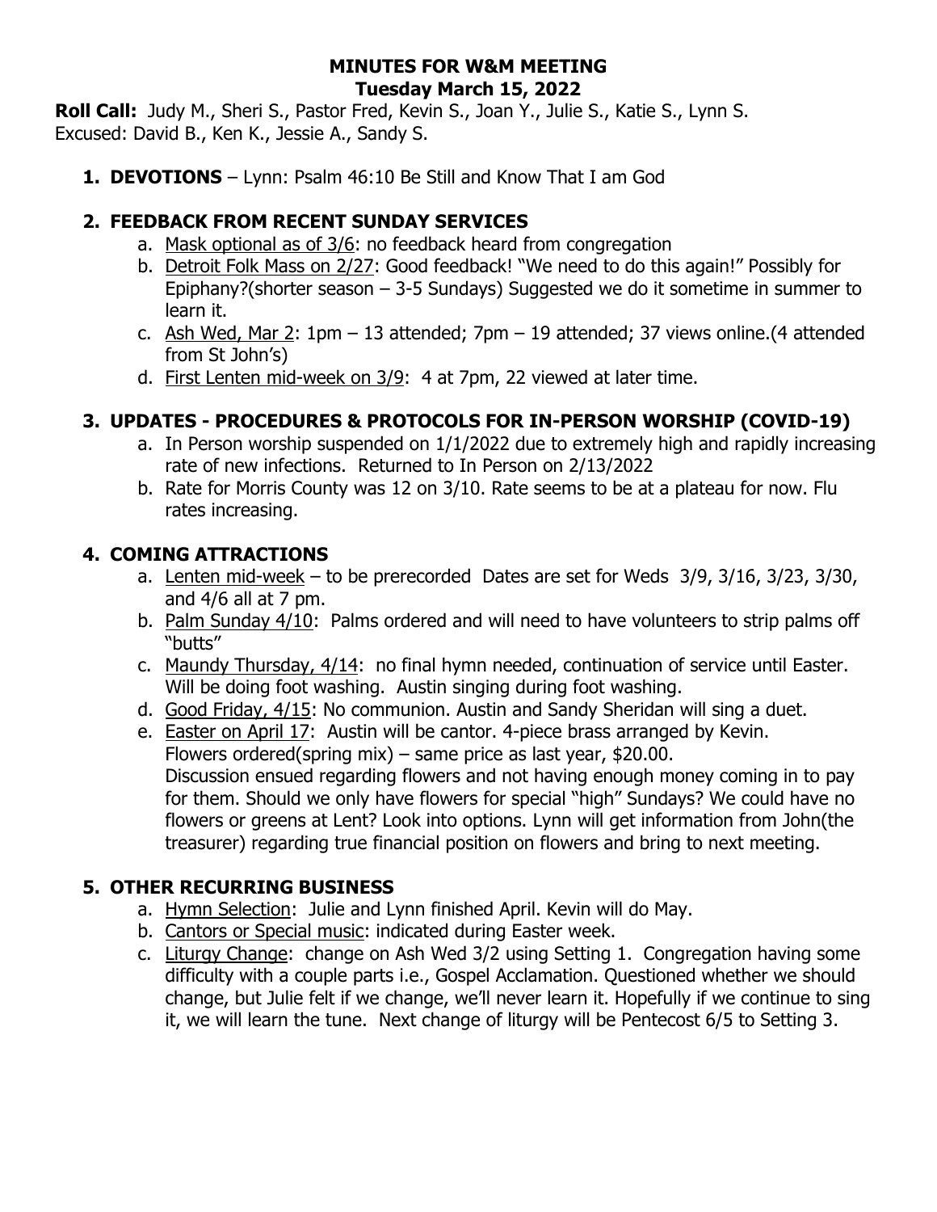# MINUTES FOR W&M MEETING
## Tuesday March 15, 2022

**Roll Call:** Judy M., Sheri S., Pastor Fred, Kevin S., Joan Y., Julie S., Katie S., Lynn S.
Excused: David B., Ken K., Jessie A., Sandy S.

1. **DEVOTIONS** – Lynn: Psalm 46:10 Be Still and Know That I am God

2. **FEEDBACK FROM RECENT SUNDAY SERVICES**
   a. Mask optional as of 3/6: no feedback heard from congregation
   b. Detroit Folk Mass on 2/27: Good feedback! "We need to do this again!" Possibly for Epiphany?(shorter season – 3-5 Sundays) Suggested we do it sometime in summer to learn it.
   c. Ash Wed, Mar 2: 1pm – 13 attended; 7pm – 19 attended; 37 views online.(4 attended from St John's)
   d. First Lenten mid-week on 3/9: 4 at 7pm, 22 viewed at later time.

3. **UPDATES - PROCEDURES & PROTOCOLS FOR IN-PERSON WORSHIP (COVID-19)**
   a. In Person worship suspended on 1/1/2022 due to extremely high and rapidly increasing rate of new infections. Returned to In Person on 2/13/2022
   b. Rate for Morris County was 12 on 3/10. Rate seems to be at a plateau for now. Flu rates increasing.

4. **COMING ATTRACTIONS**
   a. Lenten mid-week – to be prerecorded Dates are set for Weds 3/9, 3/16, 3/23, 3/30, and 4/6 all at 7 pm.
   b. Palm Sunday 4/10: Palms ordered and will need to have volunteers to strip palms off "butts"
   c. Maundy Thursday, 4/14: no final hymn needed, continuation of service until Easter. Will be doing foot washing. Austin singing during foot washing.
   d. Good Friday, 4/15: No communion. Austin and Sandy Sheridan will sing a duet.
   e. Easter on April 17: Austin will be cantor. 4-piece brass arranged by Kevin.
      Flowers ordered(spring mix) – same price as last year, $20.00.
      Discussion ensued regarding flowers and not having enough money coming in to pay for them. Should we only have flowers for special "high" Sundays? We could have no flowers or greens at Lent? Look into options. Lynn will get information from John(the treasurer) regarding true financial position on flowers and bring to next meeting.

5. **OTHER RECURRING BUSINESS**
   a. Hymn Selection: Julie and Lynn finished April. Kevin will do May.
   b. Cantors or Special music: indicated during Easter week.
   c. Liturgy Change: change on Ash Wed 3/2 using Setting 1. Congregation having some difficulty with a couple parts i.e., Gospel Acclamation. Questioned whether we should change, but Julie felt if we change, we'll never learn it. Hopefully if we continue to sing it, we will learn the tune. Next change of liturgy will be Pentecost 6/5 to Setting 3.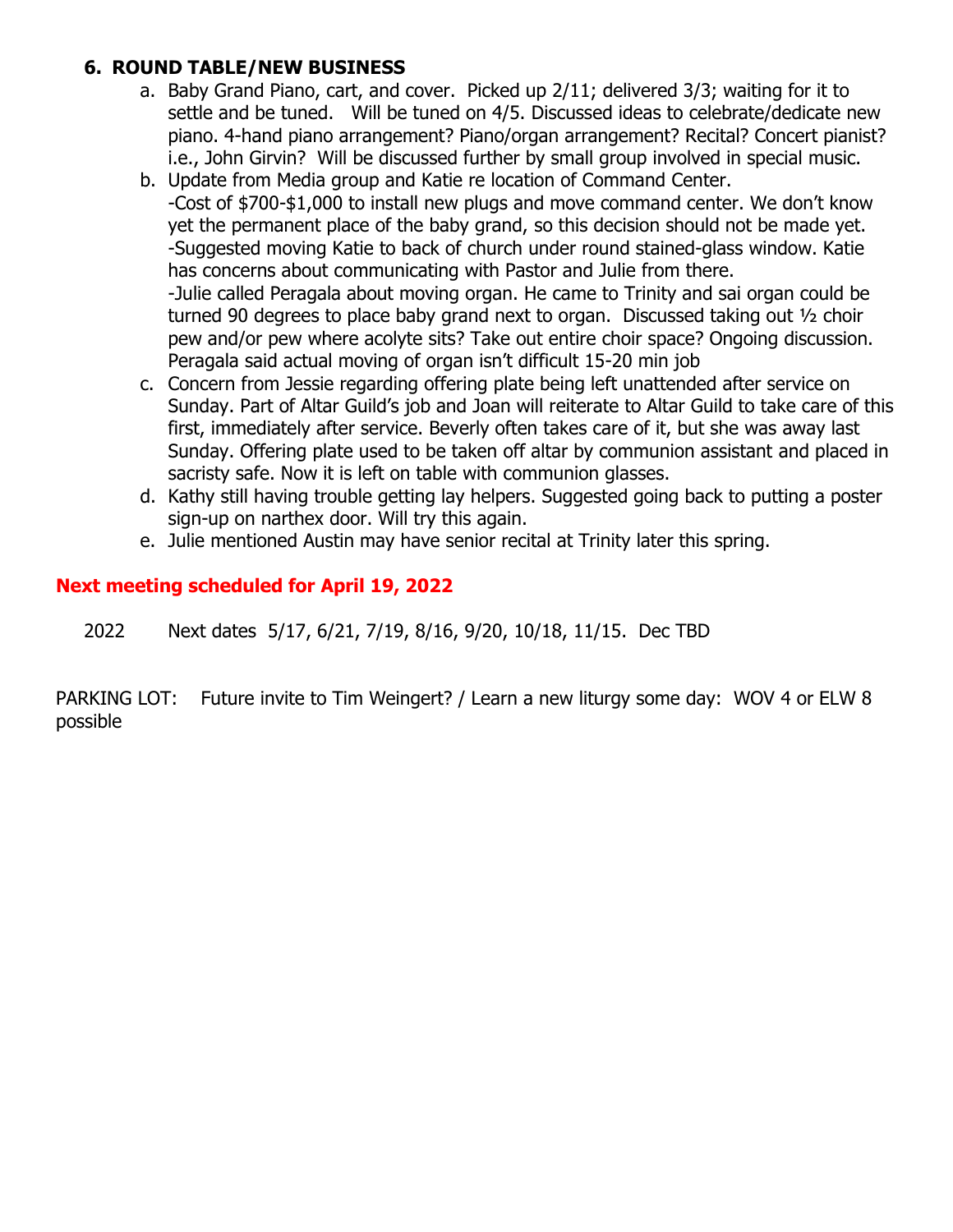## 6. ROUND TABLE/NEW BUSINESS

a. Baby Grand Piano, cart, and cover. Picked up 2/11; delivered 3/3; waiting for it to settle and be tuned. Will be tuned on 4/5. Discussed ideas to celebrate/dedicate new piano. 4-hand piano arrangement? Piano/organ arrangement? Recital? Concert pianist? i.e., John Girvin? Will be discussed further by small group involved in special music.

b. Update from Media group and Katie re location of Command Center.
-Cost of $700-$1,000 to install new plugs and move command center. We don't know yet the permanent place of the baby grand, so this decision should not be made yet.
-Suggested moving Katie to back of church under round stained-glass window. Katie has concerns about communicating with Pastor and Julie from there.
-Julie called Peragala about moving organ. He came to Trinity and sai organ could be turned 90 degrees to place baby grand next to organ. Discussed taking out ½ choir pew and/or pew where acolyte sits? Take out entire choir space? Ongoing discussion. Peragala said actual moving of organ isn't difficult 15-20 min job

c. Concern from Jessie regarding offering plate being left unattended after service on Sunday. Part of Altar Guild's job and Joan will reiterate to Altar Guild to take care of this first, immediately after service. Beverly often takes care of it, but she was away last Sunday. Offering plate used to be taken off altar by communion assistant and placed in sacristy safe. Now it is left on table with communion glasses.

d. Kathy still having trouble getting lay helpers. Suggested going back to putting a poster sign-up on narthex door. Will try this again.

e. Julie mentioned Austin may have senior recital at Trinity later this spring.

**Next meeting scheduled for April 19, 2022**

2022 Next dates 5/17, 6/21, 7/19, 8/16, 9/20, 10/18, 11/15. Dec TBD

PARKING LOT: Future invite to Tim Weingert? / Learn a new liturgy some day: WOV 4 or ELW 8 possible